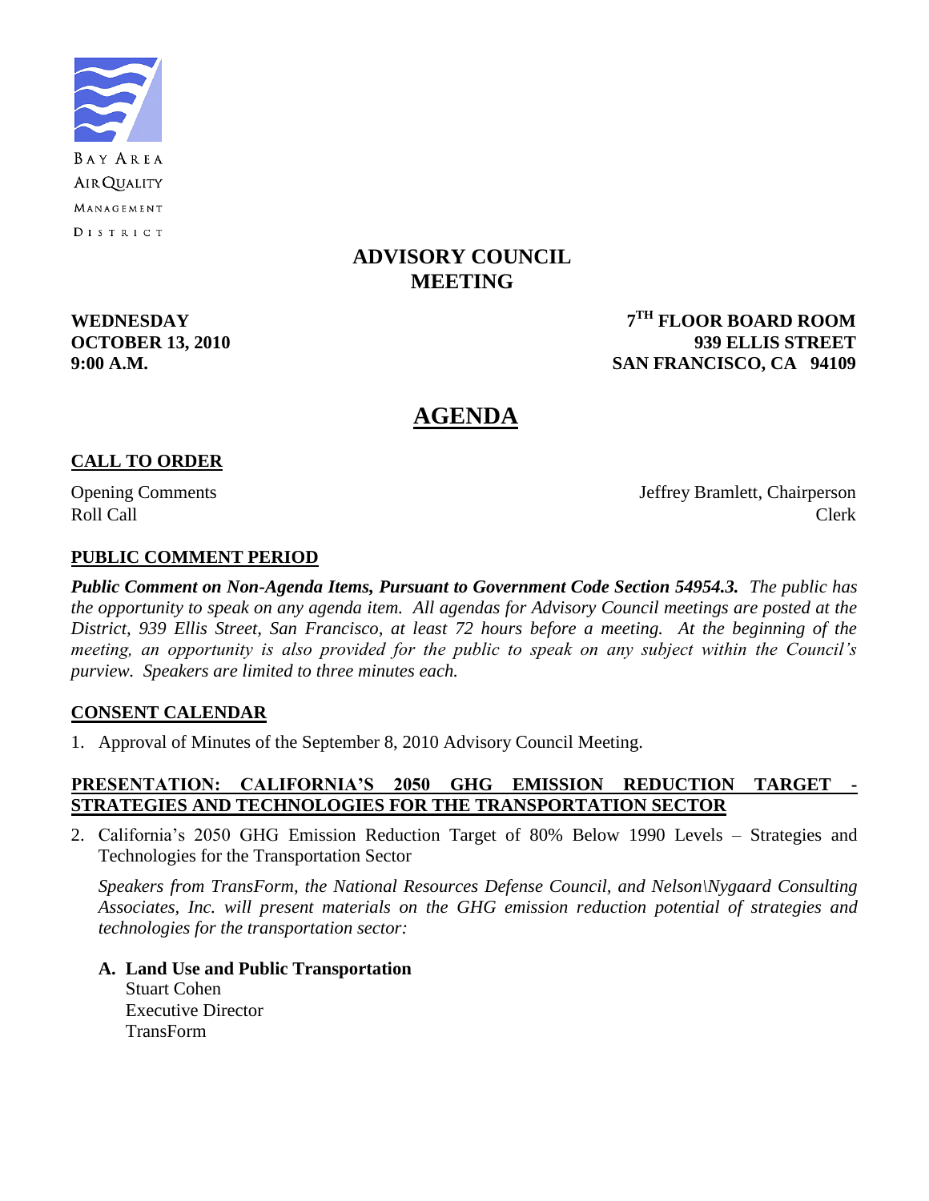BAY AREA
AIR QUALITY
MANAGEMENT
DISTRICT

# ADVISORY COUNCIL MEETING

**WEDNESDAY**
**OCTOBER 13, 2010**
**9:00 A.M.**

**7TH FLOOR BOARD ROOM**
**939 ELLIS STREET**
**SAN FRANCISCO, CA 94109**

# AGENDA

## CALL TO ORDER

Opening Comments — Jeffrey Bramlett, Chairperson
Roll Call — Clerk

## PUBLIC COMMENT PERIOD

***Public Comment on Non-Agenda Items, Pursuant to Government Code Section 54954.3.*** *The public has the opportunity to speak on any agenda item. All agendas for Advisory Council meetings are posted at the District, 939 Ellis Street, San Francisco, at least 72 hours before a meeting. At the beginning of the meeting, an opportunity is also provided for the public to speak on any subject within the Council's purview. Speakers are limited to three minutes each.*

## CONSENT CALENDAR

1. Approval of Minutes of the September 8, 2010 Advisory Council Meeting.

## PRESENTATION: CALIFORNIA'S 2050 GHG EMISSION REDUCTION TARGET - STRATEGIES AND TECHNOLOGIES FOR THE TRANSPORTATION SECTOR

2. California's 2050 GHG Emission Reduction Target of 80% Below 1990 Levels – Strategies and Technologies for the Transportation Sector

   *Speakers from TransForm, the National Resources Defense Council, and Nelson\Nygaard Consulting Associates, Inc. will present materials on the GHG emission reduction potential of strategies and technologies for the transportation sector:*

   **A. Land Use and Public Transportation**
   Stuart Cohen
   Executive Director
   TransForm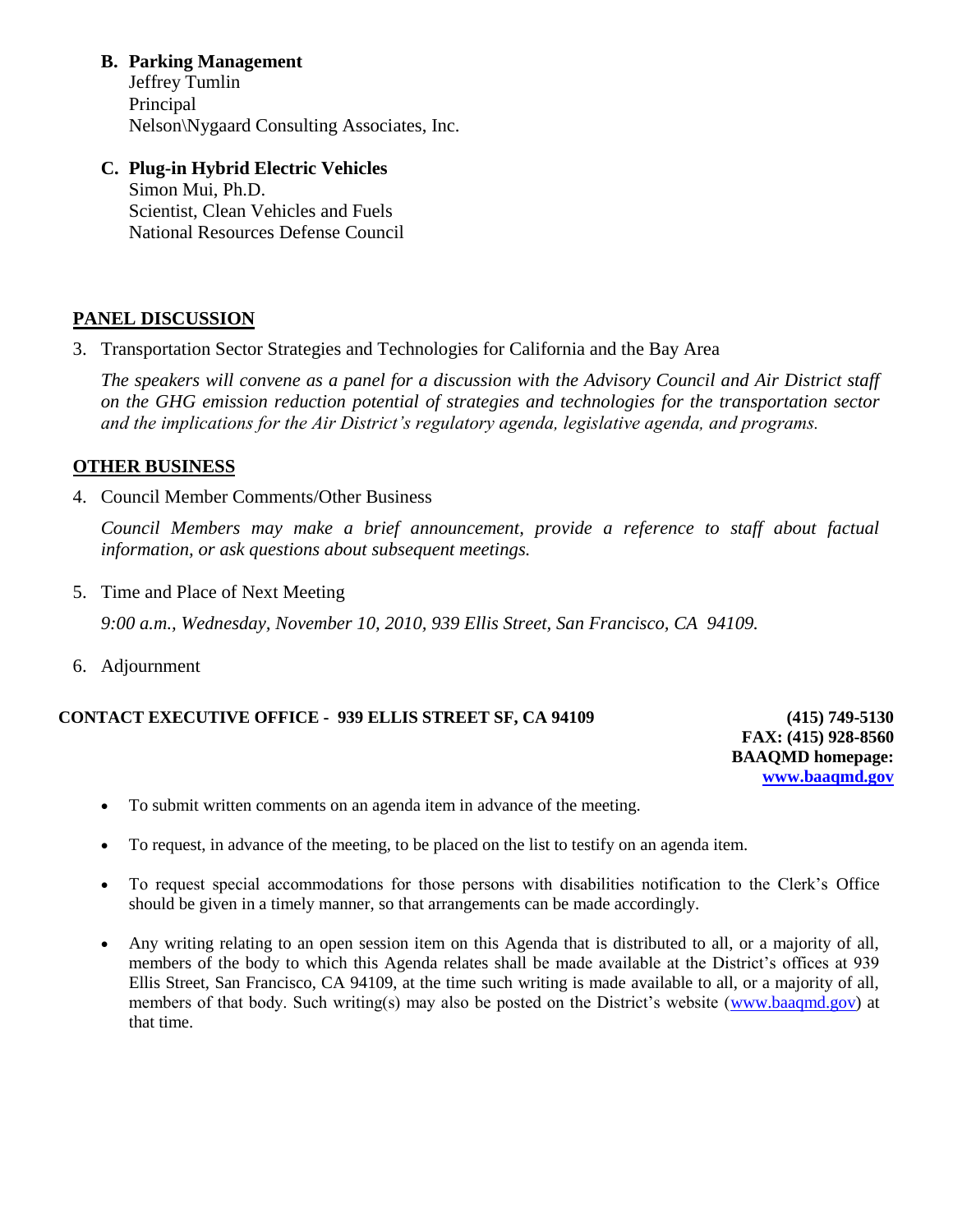**B. Parking Management**
Jeffrey Tumlin
Principal
Nelson\Nygaard Consulting Associates, Inc.

**C. Plug-in Hybrid Electric Vehicles**
Simon Mui, Ph.D.
Scientist, Clean Vehicles and Fuels
National Resources Defense Council

## PANEL DISCUSSION

3. Transportation Sector Strategies and Technologies for California and the Bay Area

   *The speakers will convene as a panel for a discussion with the Advisory Council and Air District staff on the GHG emission reduction potential of strategies and technologies for the transportation sector and the implications for the Air District's regulatory agenda, legislative agenda, and programs.*

## OTHER BUSINESS

4. Council Member Comments/Other Business

   *Council Members may make a brief announcement, provide a reference to staff about factual information, or ask questions about subsequent meetings.*

5. Time and Place of Next Meeting

   *9:00 a.m., Wednesday, November 10, 2010, 939 Ellis Street, San Francisco, CA 94109.*

6. Adjournment

**CONTACT EXECUTIVE OFFICE - 939 ELLIS STREET SF, CA 94109** **(415) 749-5130**
**FAX: (415) 928-8560**
**BAAQMD homepage:**
**www.baaqmd.gov**

- To submit written comments on an agenda item in advance of the meeting.
- To request, in advance of the meeting, to be placed on the list to testify on an agenda item.
- To request special accommodations for those persons with disabilities notification to the Clerk's Office should be given in a timely manner, so that arrangements can be made accordingly.
- Any writing relating to an open session item on this Agenda that is distributed to all, or a majority of all, members of the body to which this Agenda relates shall be made available at the District's offices at 939 Ellis Street, San Francisco, CA 94109, at the time such writing is made available to all, or a majority of all, members of that body. Such writing(s) may also be posted on the District's website (www.baaqmd.gov) at that time.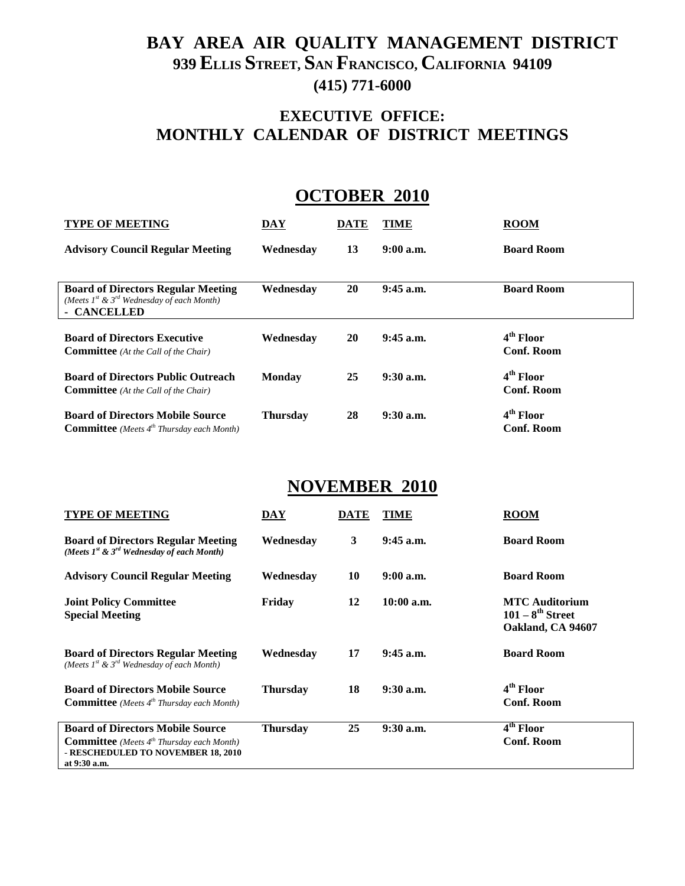# BAY AREA AIR QUALITY MANAGEMENT DISTRICT

**939 Ellis Street, San Francisco, California 94109**

**(415) 771-6000**

## EXECUTIVE OFFICE: MONTHLY CALENDAR OF DISTRICT MEETINGS

## OCTOBER 2010

| TYPE OF MEETING | DAY | DATE | TIME | ROOM |
|---|---|---|---|---|
| **Advisory Council Regular Meeting** | **Wednesday** | **13** | **9:00 a.m.** | **Board Room** |
| **Board of Directors Regular Meeting** *(Meets 1st & 3rd Wednesday of each Month)* **- CANCELLED** | **Wednesday** | **20** | **9:45 a.m.** | **Board Room** |
| **Board of Directors Executive Committee** *(At the Call of the Chair)* | **Wednesday** | **20** | **9:45 a.m.** | **4th Floor Conf. Room** |
| **Board of Directors Public Outreach Committee** *(At the Call of the Chair)* | **Monday** | **25** | **9:30 a.m.** | **4th Floor Conf. Room** |
| **Board of Directors Mobile Source Committee** *(Meets 4th Thursday each Month)* | **Thursday** | **28** | **9:30 a.m.** | **4th Floor Conf. Room** |

## NOVEMBER 2010

| TYPE OF MEETING | DAY | DATE | TIME | ROOM |
|---|---|---|---|---|
| **Board of Directors Regular Meeting** *(Meets 1st & 3rd Wednesday of each Month)* | **Wednesday** | **3** | **9:45 a.m.** | **Board Room** |
| **Advisory Council Regular Meeting** | **Wednesday** | **10** | **9:00 a.m.** | **Board Room** |
| **Joint Policy Committee Special Meeting** | **Friday** | **12** | **10:00 a.m.** | **MTC Auditorium 101 – 8th Street Oakland, CA 94607** |
| **Board of Directors Regular Meeting** *(Meets 1st & 3rd Wednesday of each Month)* | **Wednesday** | **17** | **9:45 a.m.** | **Board Room** |
| **Board of Directors Mobile Source Committee** *(Meets 4th Thursday each Month)* | **Thursday** | **18** | **9:30 a.m.** | **4th Floor Conf. Room** |
| **Board of Directors Mobile Source Committee** *(Meets 4th Thursday each Month)* **- RESCHEDULED TO NOVEMBER 18, 2010 at 9:30 a.m.** | **Thursday** | **25** | **9:30 a.m.** | **4th Floor Conf. Room** |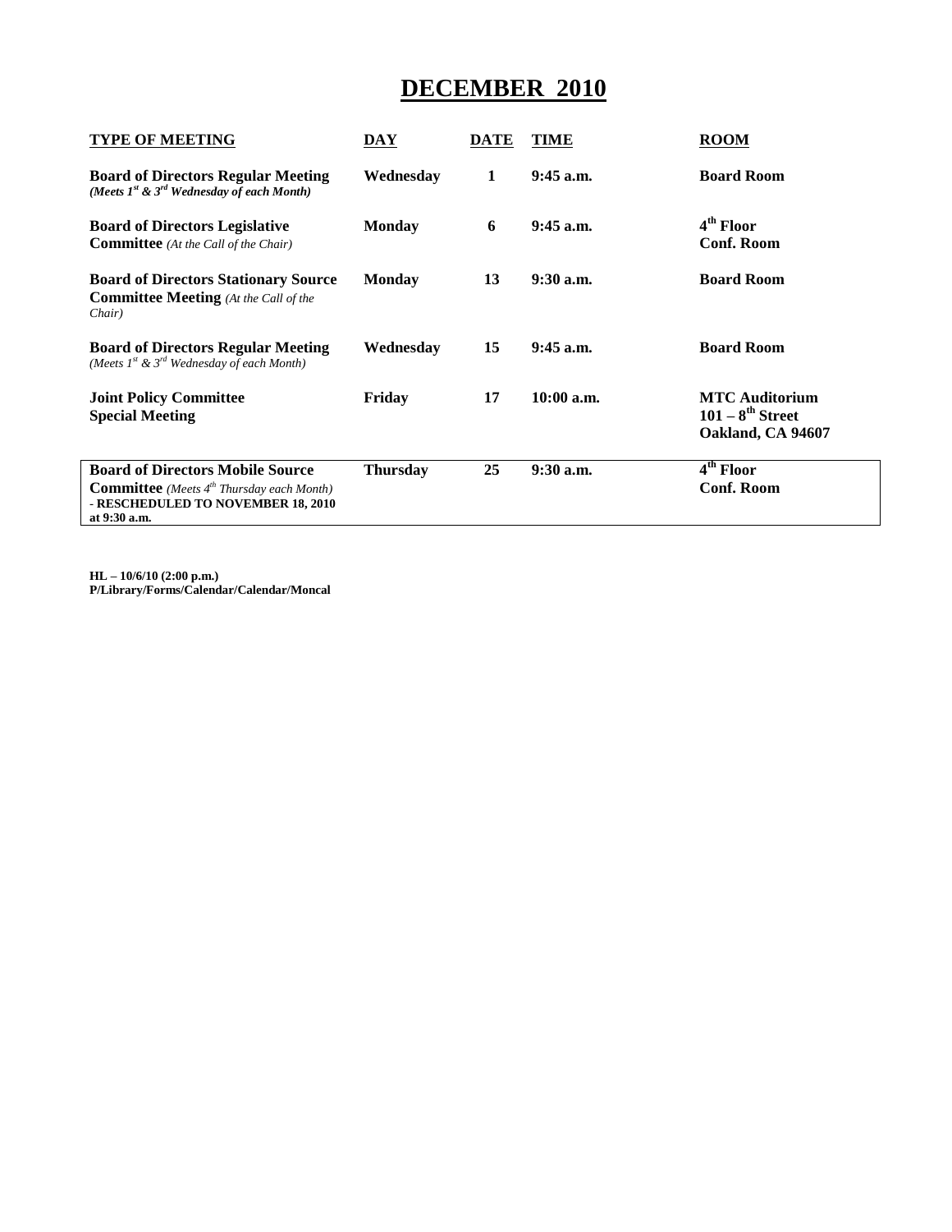# DECEMBER 2010

| TYPE OF MEETING | DAY | DATE | TIME | ROOM |
|---|---|---|---|---|
| **Board of Directors Regular Meeting** *(Meets 1st & 3rd Wednesday of each Month)* | **Wednesday** | **1** | **9:45 a.m.** | **Board Room** |
| **Board of Directors Legislative Committee** *(At the Call of the Chair)* | **Monday** | **6** | **9:45 a.m.** | **4th Floor Conf. Room** |
| **Board of Directors Stationary Source Committee Meeting** *(At the Call of the Chair)* | **Monday** | **13** | **9:30 a.m.** | **Board Room** |
| **Board of Directors Regular Meeting** *(Meets 1st & 3rd Wednesday of each Month)* | **Wednesday** | **15** | **9:45 a.m.** | **Board Room** |
| **Joint Policy Committee Special Meeting** | **Friday** | **17** | **10:00 a.m.** | **MTC Auditorium 101 – 8th Street Oakland, CA 94607** |
| **Board of Directors Mobile Source Committee** *(Meets 4th Thursday each Month)* **- RESCHEDULED TO NOVEMBER 18, 2010 at 9:30 a.m.** | **Thursday** | **25** | **9:30 a.m.** | **4th Floor Conf. Room** |

**HL – 10/6/10 (2:00 p.m.)**
**P/Library/Forms/Calendar/Calendar/Moncal**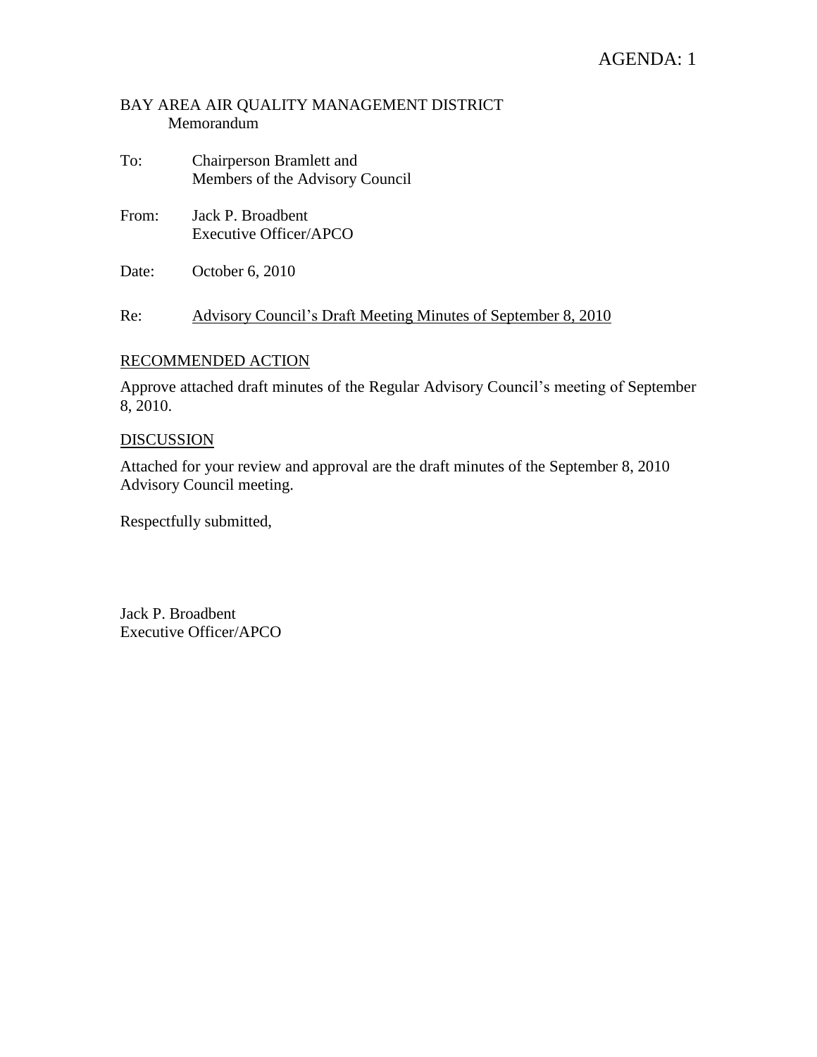AGENDA: 1

BAY AREA AIR QUALITY MANAGEMENT DISTRICT
Memorandum

To: Chairperson Bramlett and
Members of the Advisory Council

From: Jack P. Broadbent
Executive Officer/APCO

Date: October 6, 2010

Re: Advisory Council's Draft Meeting Minutes of September 8, 2010

## RECOMMENDED ACTION

Approve attached draft minutes of the Regular Advisory Council's meeting of September 8, 2010.

## DISCUSSION

Attached for your review and approval are the draft minutes of the September 8, 2010 Advisory Council meeting.

Respectfully submitted,

Jack P. Broadbent
Executive Officer/APCO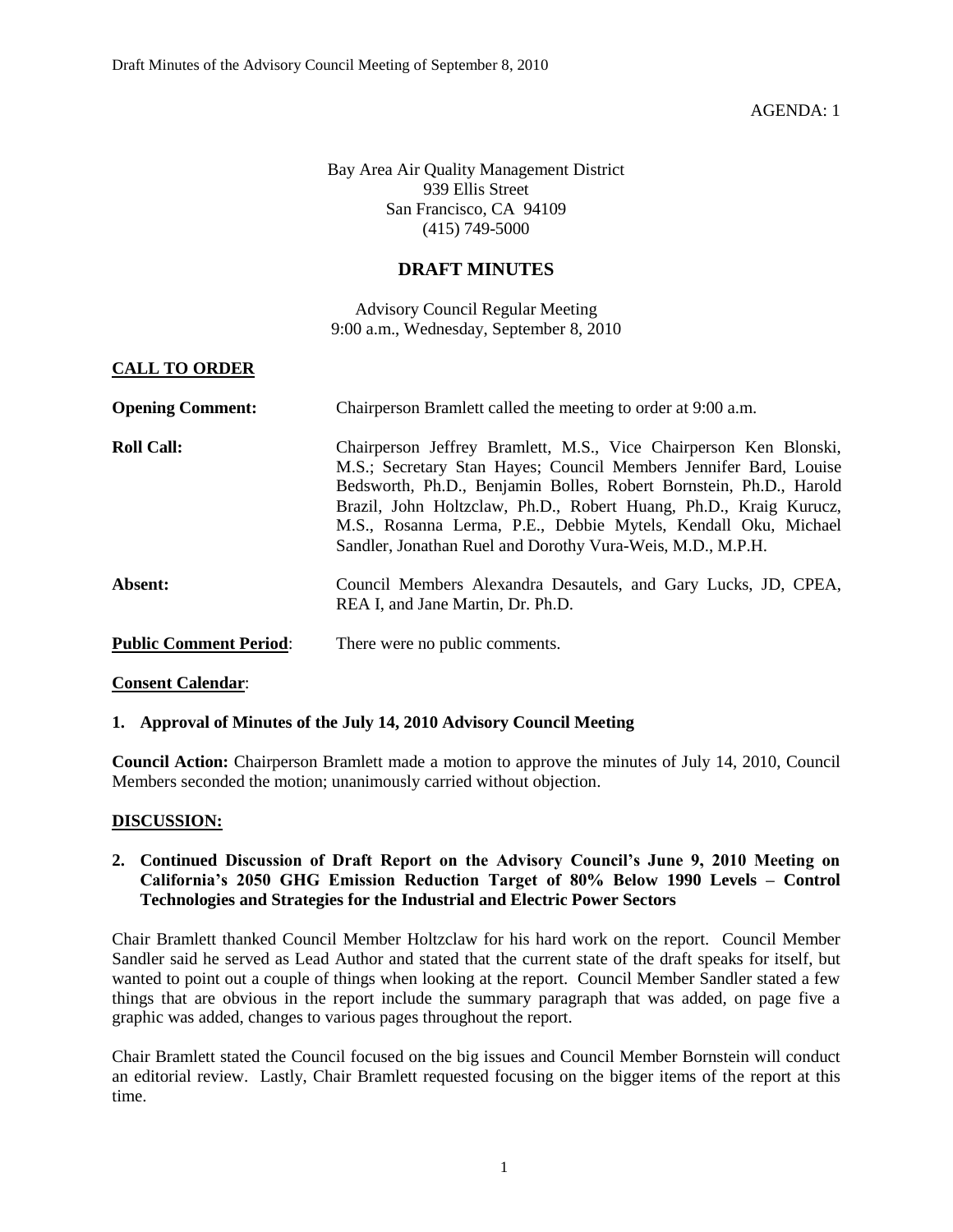AGENDA: 1

Bay Area Air Quality Management District
939 Ellis Street
San Francisco, CA 94109
(415) 749-5000

## DRAFT MINUTES

Advisory Council Regular Meeting
9:00 a.m., Wednesday, September 8, 2010

### CALL TO ORDER

**Opening Comment:** Chairperson Bramlett called the meeting to order at 9:00 a.m.

**Roll Call:** Chairperson Jeffrey Bramlett, M.S., Vice Chairperson Ken Blonski, M.S.; Secretary Stan Hayes; Council Members Jennifer Bard, Louise Bedsworth, Ph.D., Benjamin Bolles, Robert Bornstein, Ph.D., Harold Brazil, John Holtzclaw, Ph.D., Robert Huang, Ph.D., Kraig Kurucz, M.S., Rosanna Lerma, P.E., Debbie Mytels, Kendall Oku, Michael Sandler, Jonathan Ruel and Dorothy Vura-Weis, M.D., M.P.H.

**Absent:** Council Members Alexandra Desautels, and Gary Lucks, JD, CPEA, REA I, and Jane Martin, Dr. Ph.D.

**Public Comment Period**: There were no public comments.

**Consent Calendar**:

**1. Approval of Minutes of the July 14, 2010 Advisory Council Meeting**

**Council Action:** Chairperson Bramlett made a motion to approve the minutes of July 14, 2010, Council Members seconded the motion; unanimously carried without objection.

### DISCUSSION:

**2. Continued Discussion of Draft Report on the Advisory Council's June 9, 2010 Meeting on California's 2050 GHG Emission Reduction Target of 80% Below 1990 Levels – Control Technologies and Strategies for the Industrial and Electric Power Sectors**

Chair Bramlett thanked Council Member Holtzclaw for his hard work on the report. Council Member Sandler said he served as Lead Author and stated that the current state of the draft speaks for itself, but wanted to point out a couple of things when looking at the report. Council Member Sandler stated a few things that are obvious in the report include the summary paragraph that was added, on page five a graphic was added, changes to various pages throughout the report.

Chair Bramlett stated the Council focused on the big issues and Council Member Bornstein will conduct an editorial review. Lastly, Chair Bramlett requested focusing on the bigger items of the report at this time.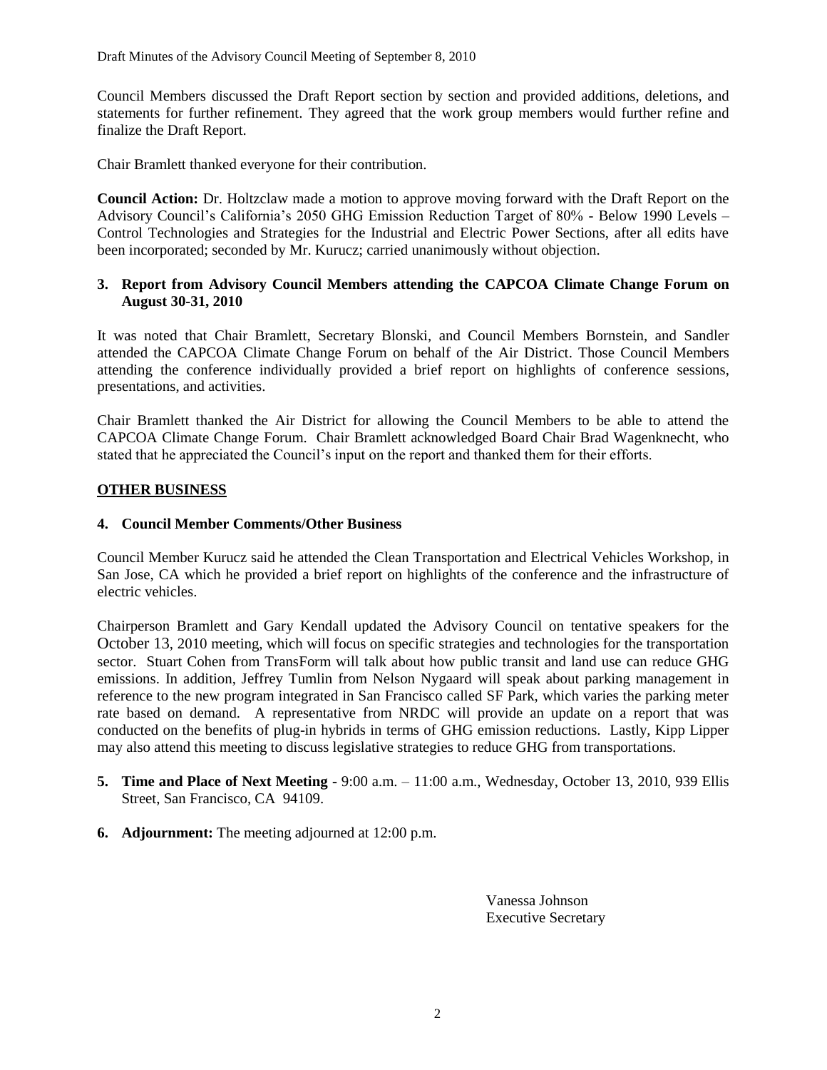Council Members discussed the Draft Report section by section and provided additions, deletions, and statements for further refinement. They agreed that the work group members would further refine and finalize the Draft Report.

Chair Bramlett thanked everyone for their contribution.

**Council Action:** Dr. Holtzclaw made a motion to approve moving forward with the Draft Report on the Advisory Council's California's 2050 GHG Emission Reduction Target of 80% - Below 1990 Levels – Control Technologies and Strategies for the Industrial and Electric Power Sections, after all edits have been incorporated; seconded by Mr. Kurucz; carried unanimously without objection.

**3. Report from Advisory Council Members attending the CAPCOA Climate Change Forum on August 30-31, 2010**

It was noted that Chair Bramlett, Secretary Blonski, and Council Members Bornstein, and Sandler attended the CAPCOA Climate Change Forum on behalf of the Air District. Those Council Members attending the conference individually provided a brief report on highlights of conference sessions, presentations, and activities.

Chair Bramlett thanked the Air District for allowing the Council Members to be able to attend the CAPCOA Climate Change Forum. Chair Bramlett acknowledged Board Chair Brad Wagenknecht, who stated that he appreciated the Council's input on the report and thanked them for their efforts.

## OTHER BUSINESS

**4. Council Member Comments/Other Business**

Council Member Kurucz said he attended the Clean Transportation and Electrical Vehicles Workshop, in San Jose, CA which he provided a brief report on highlights of the conference and the infrastructure of electric vehicles.

Chairperson Bramlett and Gary Kendall updated the Advisory Council on tentative speakers for the October 13, 2010 meeting, which will focus on specific strategies and technologies for the transportation sector. Stuart Cohen from TransForm will talk about how public transit and land use can reduce GHG emissions. In addition, Jeffrey Tumlin from Nelson Nygaard will speak about parking management in reference to the new program integrated in San Francisco called SF Park, which varies the parking meter rate based on demand. A representative from NRDC will provide an update on a report that was conducted on the benefits of plug-in hybrids in terms of GHG emission reductions. Lastly, Kipp Lipper may also attend this meeting to discuss legislative strategies to reduce GHG from transportations.

**5. Time and Place of Next Meeting -** 9:00 a.m. – 11:00 a.m., Wednesday, October 13, 2010, 939 Ellis Street, San Francisco, CA 94109.

**6. Adjournment:** The meeting adjourned at 12:00 p.m.

Vanessa Johnson
Executive Secretary